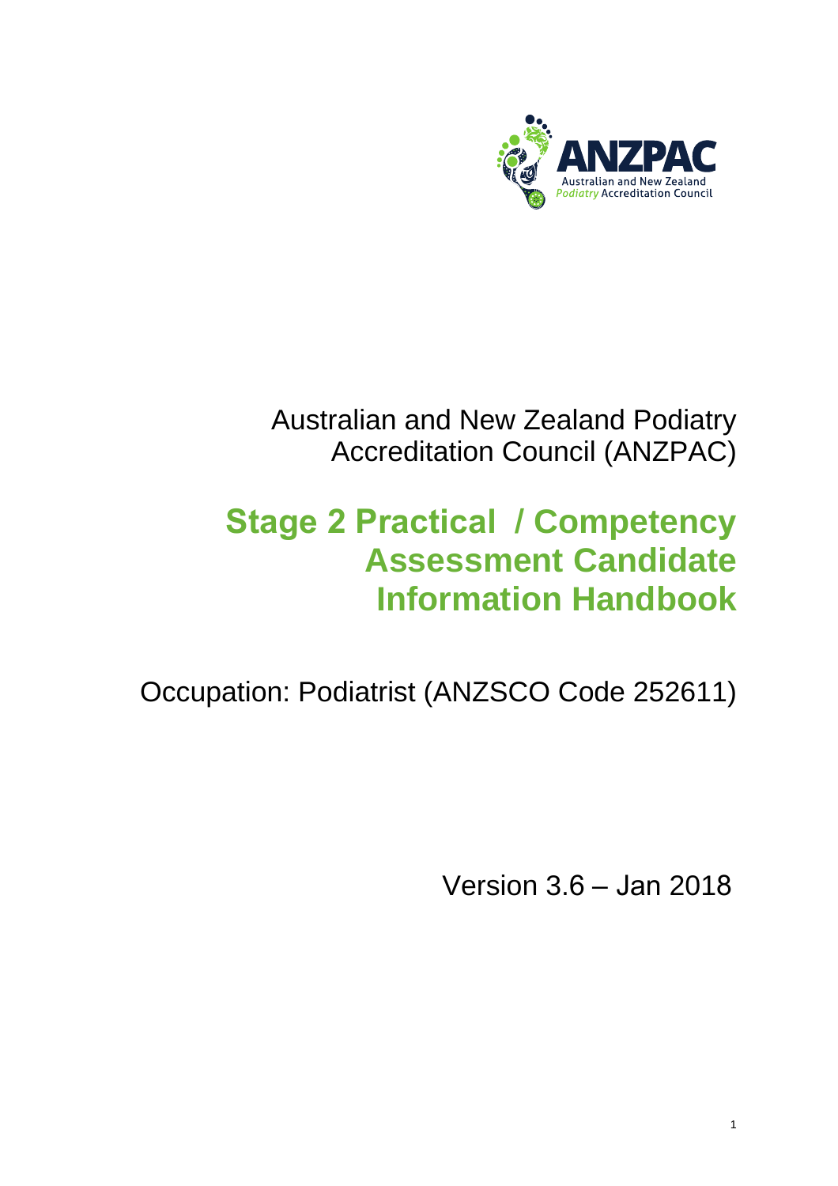ANZPAC
Australian and New Zealand *Podiatry* Accreditation Council

Australian and New Zealand Podiatry Accreditation Council (ANZPAC)

# Stage 2 Practical / Competency Assessment Candidate Information Handbook

Occupation: Podiatrist (ANZSCO Code 252611)

Version 3.6 – Jan 2018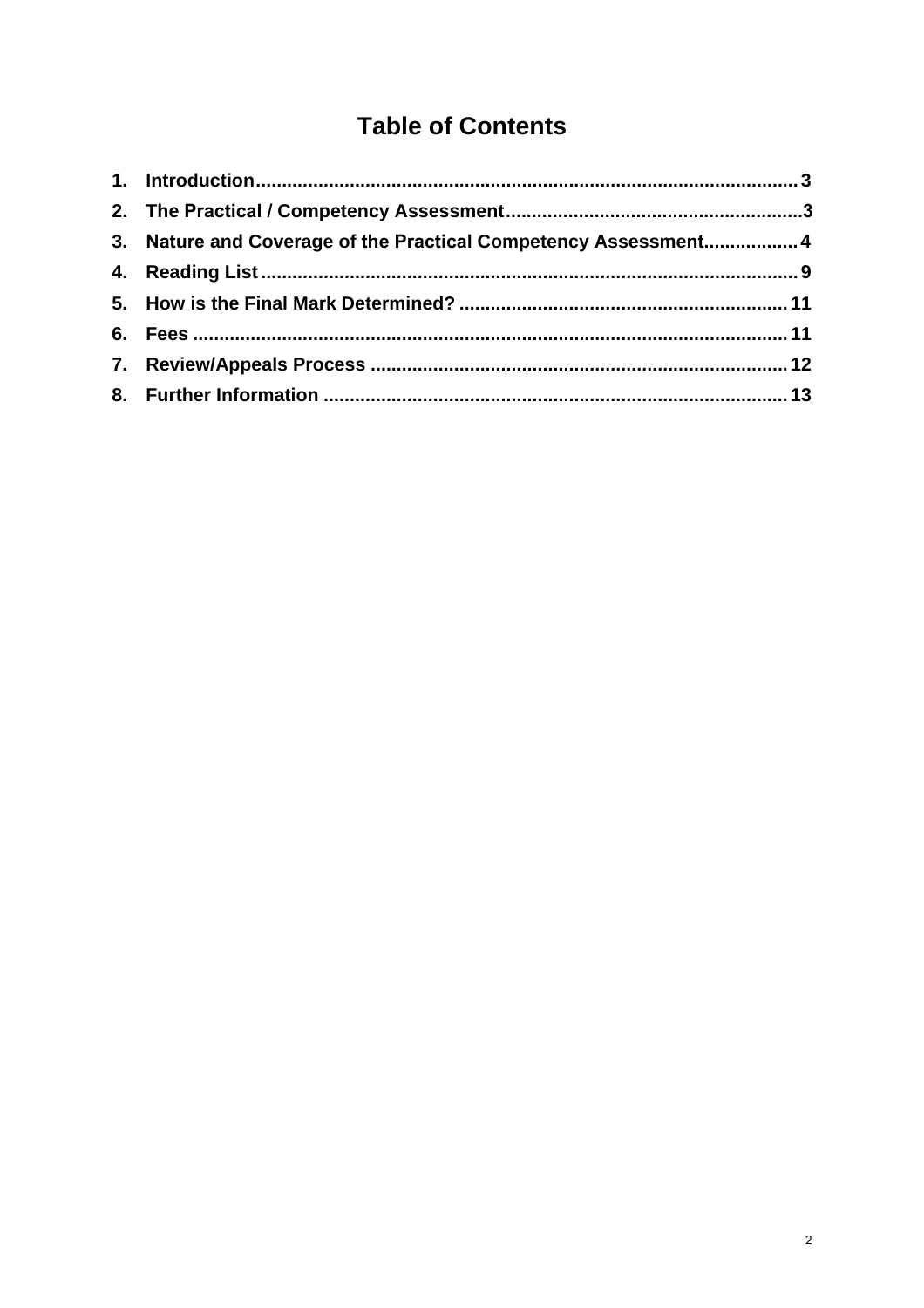# Table of Contents

1. **Introduction** ........................................................................................................ 3
2. **The Practical / Competency Assessment** .........................................................3
3. **Nature and Coverage of the Practical Competency Assessment** .................. 4
4. **Reading List** ...................................................................................................... 9
5. **How is the Final Mark Determined?** ............................................................... 11
6. **Fees** ................................................................................................................. 11
7. **Review/Appeals Process** ................................................................................ 12
8. **Further Information** ........................................................................................ 13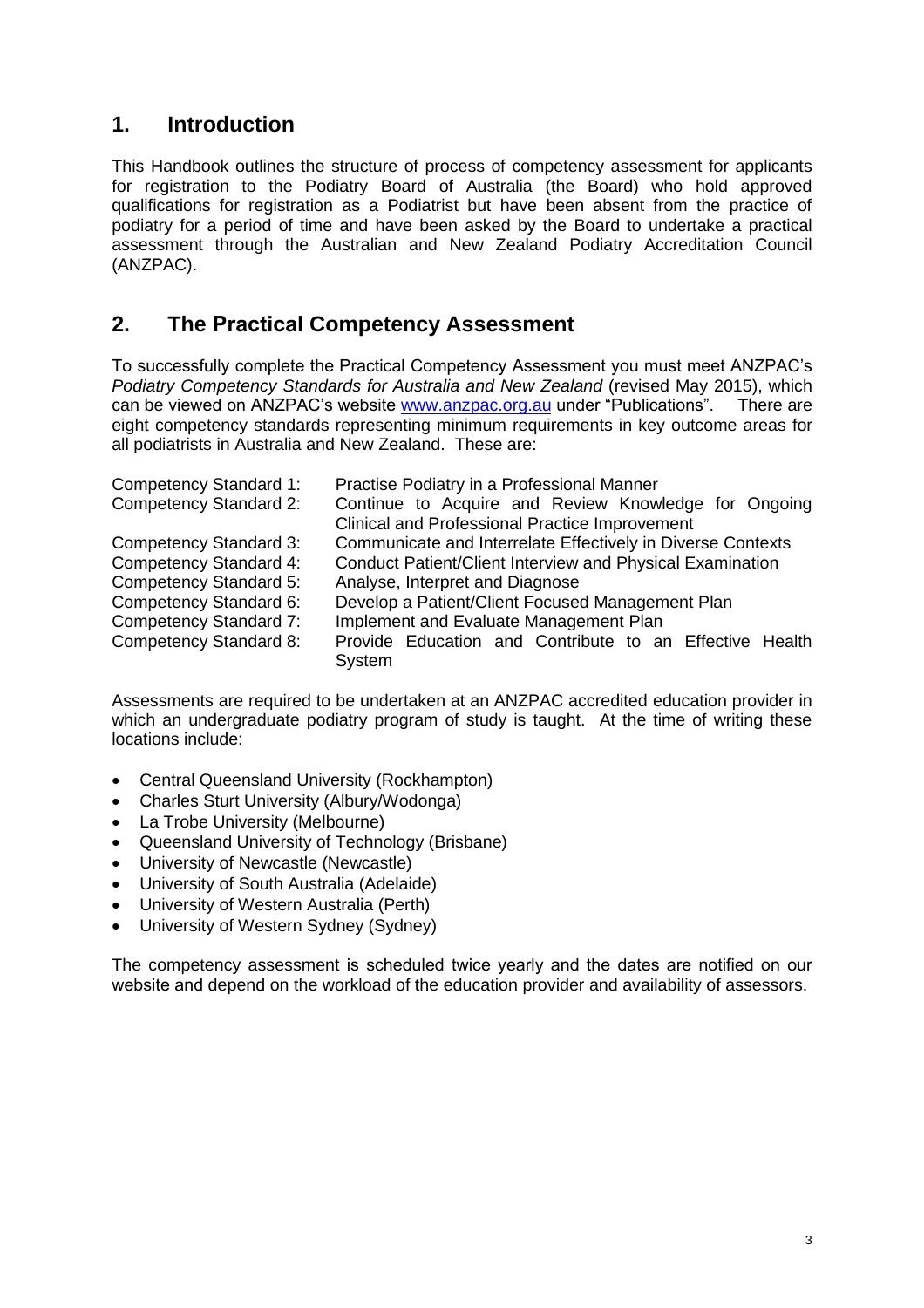## 1. Introduction

This Handbook outlines the structure of process of competency assessment for applicants for registration to the Podiatry Board of Australia (the Board) who hold approved qualifications for registration as a Podiatrist but have been absent from the practice of podiatry for a period of time and have been asked by the Board to undertake a practical assessment through the Australian and New Zealand Podiatry Accreditation Council (ANZPAC).

## 2. The Practical Competency Assessment

To successfully complete the Practical Competency Assessment you must meet ANZPAC's *Podiatry Competency Standards for Australia and New Zealand* (revised May 2015), which can be viewed on ANZPAC's website [www.anzpac.org.au](www.anzpac.org.au) under "Publications". There are eight competency standards representing minimum requirements in key outcome areas for all podiatrists in Australia and New Zealand. These are:

| | |
|---|---|
| Competency Standard 1: | Practise Podiatry in a Professional Manner |
| Competency Standard 2: | Continue to Acquire and Review Knowledge for Ongoing Clinical and Professional Practice Improvement |
| Competency Standard 3: | Communicate and Interrelate Effectively in Diverse Contexts |
| Competency Standard 4: | Conduct Patient/Client Interview and Physical Examination |
| Competency Standard 5: | Analyse, Interpret and Diagnose |
| Competency Standard 6: | Develop a Patient/Client Focused Management Plan |
| Competency Standard 7: | Implement and Evaluate Management Plan |
| Competency Standard 8: | Provide Education and Contribute to an Effective Health System |

Assessments are required to be undertaken at an ANZPAC accredited education provider in which an undergraduate podiatry program of study is taught. At the time of writing these locations include:

- Central Queensland University (Rockhampton)
- Charles Sturt University (Albury/Wodonga)
- La Trobe University (Melbourne)
- Queensland University of Technology (Brisbane)
- University of Newcastle (Newcastle)
- University of South Australia (Adelaide)
- University of Western Australia (Perth)
- University of Western Sydney (Sydney)

The competency assessment is scheduled twice yearly and the dates are notified on our website and depend on the workload of the education provider and availability of assessors.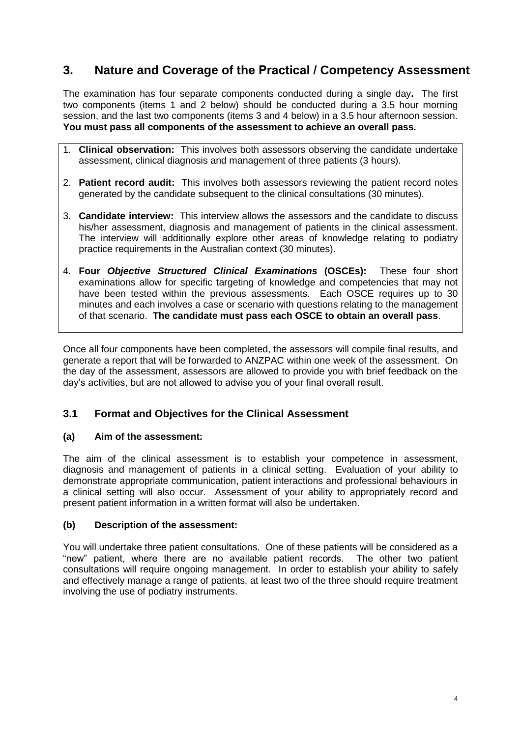## 3. Nature and Coverage of the Practical / Competency Assessment

The examination has four separate components conducted during a single day**.** The first two components (items 1 and 2 below) should be conducted during a 3.5 hour morning session, and the last two components (items 3 and 4 below) in a 3.5 hour afternoon session. **You must pass all components of the assessment to achieve an overall pass.**

1. **Clinical observation:** This involves both assessors observing the candidate undertake assessment, clinical diagnosis and management of three patients (3 hours).
2. **Patient record audit:** This involves both assessors reviewing the patient record notes generated by the candidate subsequent to the clinical consultations (30 minutes).
3. **Candidate interview:** This interview allows the assessors and the candidate to discuss his/her assessment, diagnosis and management of patients in the clinical assessment. The interview will additionally explore other areas of knowledge relating to podiatry practice requirements in the Australian context (30 minutes).
4. **Four *Objective Structured Clinical Examinations* (OSCEs):** These four short examinations allow for specific targeting of knowledge and competencies that may not have been tested within the previous assessments. Each OSCE requires up to 30 minutes and each involves a case or scenario with questions relating to the management of that scenario. **The candidate must pass each OSCE to obtain an overall pass**.

Once all four components have been completed, the assessors will compile final results, and generate a report that will be forwarded to ANZPAC within one week of the assessment. On the day of the assessment, assessors are allowed to provide you with brief feedback on the day's activities, but are not allowed to advise you of your final overall result.

### 3.1 Format and Objectives for the Clinical Assessment

#### (a) Aim of the assessment:

The aim of the clinical assessment is to establish your competence in assessment, diagnosis and management of patients in a clinical setting. Evaluation of your ability to demonstrate appropriate communication, patient interactions and professional behaviours in a clinical setting will also occur. Assessment of your ability to appropriately record and present patient information in a written format will also be undertaken.

#### (b) Description of the assessment:

You will undertake three patient consultations. One of these patients will be considered as a "new" patient, where there are no available patient records. The other two patient consultations will require ongoing management. In order to establish your ability to safely and effectively manage a range of patients, at least two of the three should require treatment involving the use of podiatry instruments.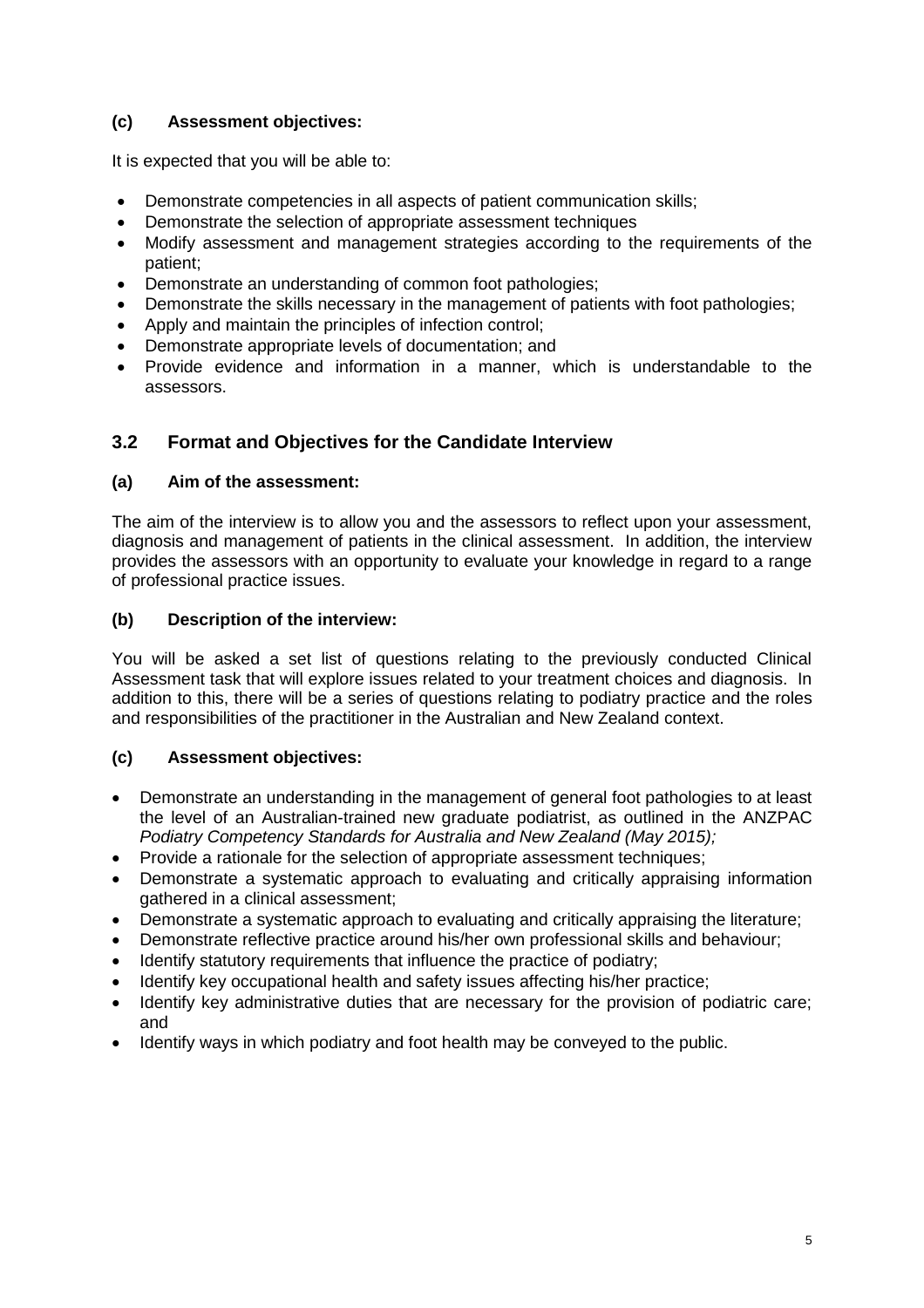### (c) Assessment objectives:

It is expected that you will be able to:

- Demonstrate competencies in all aspects of patient communication skills;
- Demonstrate the selection of appropriate assessment techniques
- Modify assessment and management strategies according to the requirements of the patient;
- Demonstrate an understanding of common foot pathologies;
- Demonstrate the skills necessary in the management of patients with foot pathologies;
- Apply and maintain the principles of infection control;
- Demonstrate appropriate levels of documentation; and
- Provide evidence and information in a manner, which is understandable to the assessors.

## 3.2 Format and Objectives for the Candidate Interview

### (a) Aim of the assessment:

The aim of the interview is to allow you and the assessors to reflect upon your assessment, diagnosis and management of patients in the clinical assessment. In addition, the interview provides the assessors with an opportunity to evaluate your knowledge in regard to a range of professional practice issues.

### (b) Description of the interview:

You will be asked a set list of questions relating to the previously conducted Clinical Assessment task that will explore issues related to your treatment choices and diagnosis. In addition to this, there will be a series of questions relating to podiatry practice and the roles and responsibilities of the practitioner in the Australian and New Zealand context.

### (c) Assessment objectives:

- Demonstrate an understanding in the management of general foot pathologies to at least the level of an Australian-trained new graduate podiatrist, as outlined in the ANZPAC *Podiatry Competency Standards for Australia and New Zealand (May 2015);*
- Provide a rationale for the selection of appropriate assessment techniques;
- Demonstrate a systematic approach to evaluating and critically appraising information gathered in a clinical assessment;
- Demonstrate a systematic approach to evaluating and critically appraising the literature;
- Demonstrate reflective practice around his/her own professional skills and behaviour;
- Identify statutory requirements that influence the practice of podiatry;
- Identify key occupational health and safety issues affecting his/her practice;
- Identify key administrative duties that are necessary for the provision of podiatric care; and
- Identify ways in which podiatry and foot health may be conveyed to the public.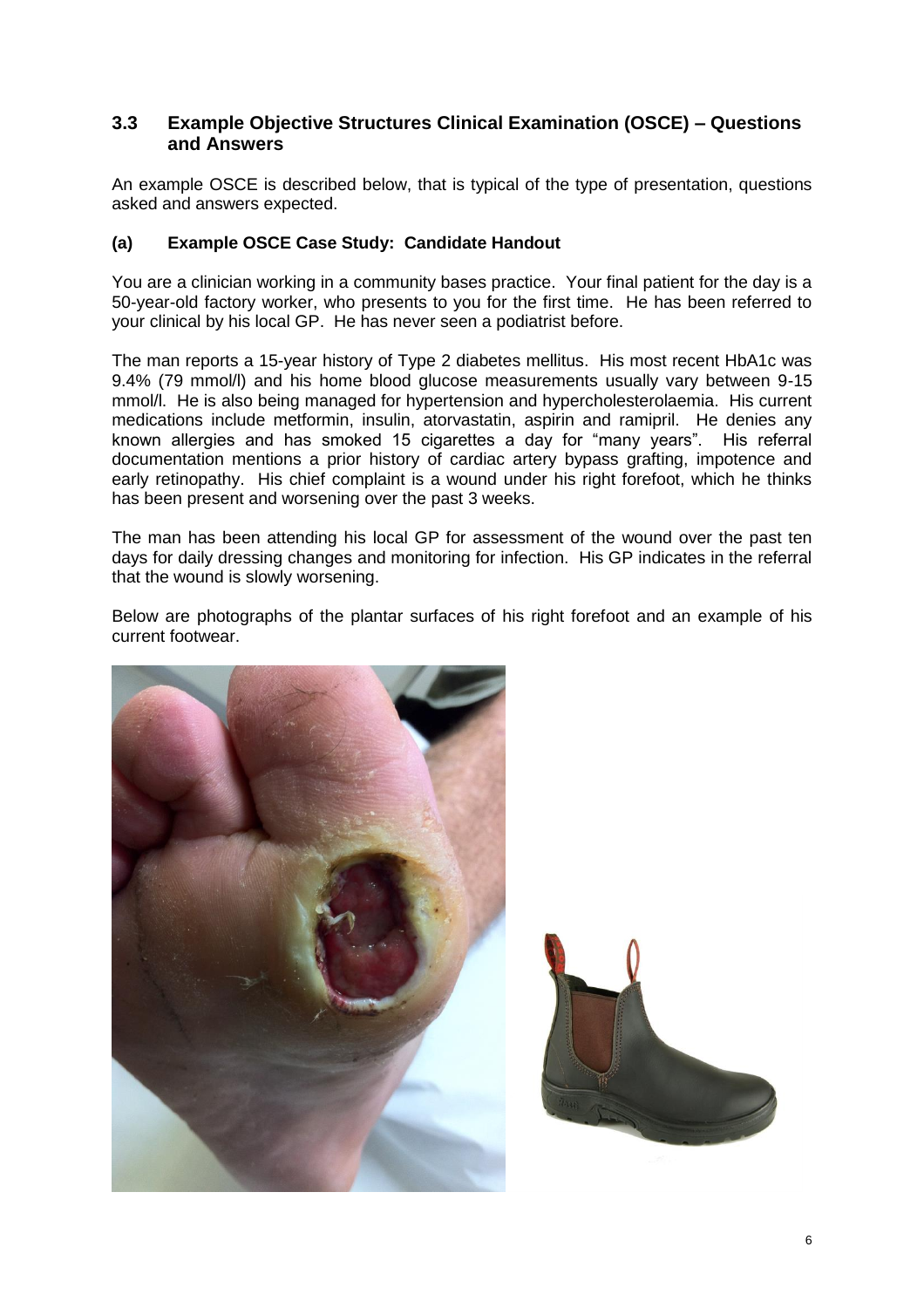### 3.3 Example Objective Structures Clinical Examination (OSCE) – Questions and Answers

An example OSCE is described below, that is typical of the type of presentation, questions asked and answers expected.

#### (a) Example OSCE Case Study: Candidate Handout

You are a clinician working in a community bases practice. Your final patient for the day is a 50-year-old factory worker, who presents to you for the first time. He has been referred to your clinical by his local GP. He has never seen a podiatrist before.

The man reports a 15-year history of Type 2 diabetes mellitus. His most recent HbA1c was 9.4% (79 mmol/l) and his home blood glucose measurements usually vary between 9-15 mmol/l. He is also being managed for hypertension and hypercholesterolaemia. His current medications include metformin, insulin, atorvastatin, aspirin and ramipril. He denies any known allergies and has smoked 15 cigarettes a day for "many years". His referral documentation mentions a prior history of cardiac artery bypass grafting, impotence and early retinopathy. His chief complaint is a wound under his right forefoot, which he thinks has been present and worsening over the past 3 weeks.

The man has been attending his local GP for assessment of the wound over the past ten days for daily dressing changes and monitoring for infection. His GP indicates in the referral that the wound is slowly worsening.

Below are photographs of the plantar surfaces of his right forefoot and an example of his current footwear.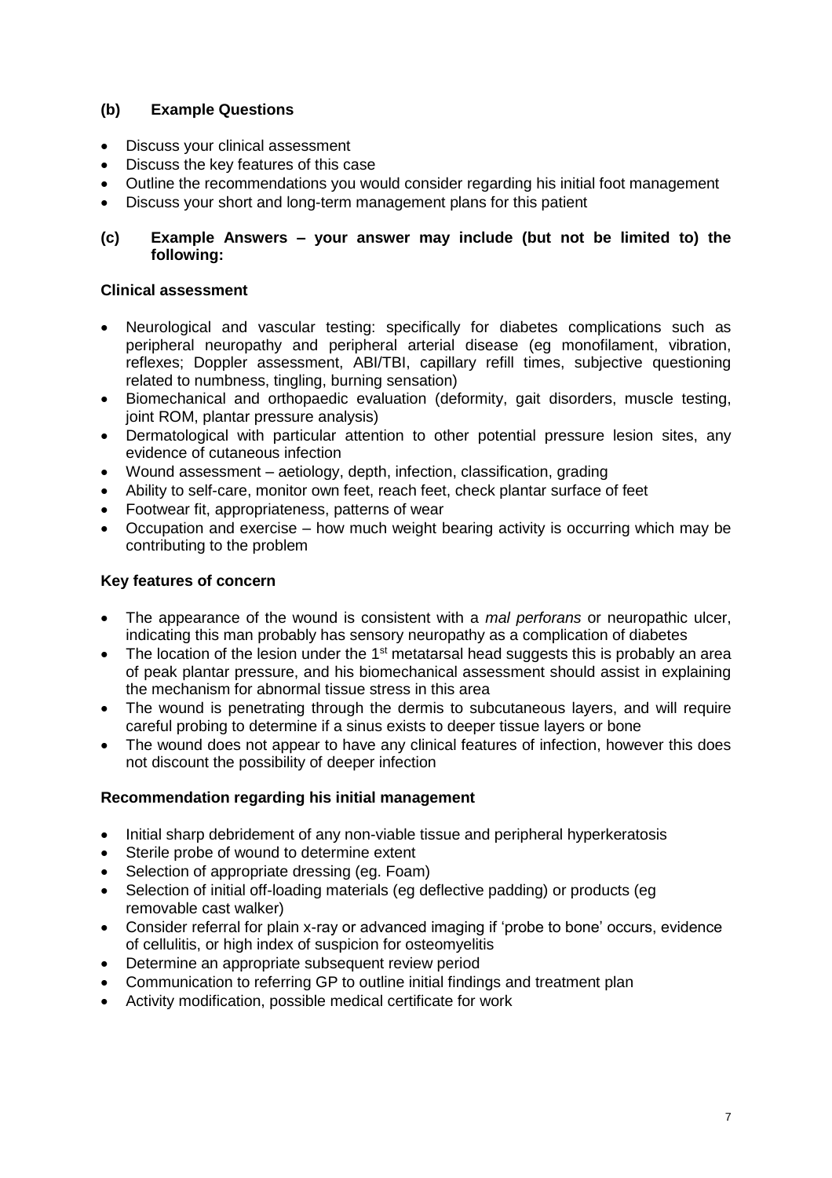### (b) Example Questions

- Discuss your clinical assessment
- Discuss the key features of this case
- Outline the recommendations you would consider regarding his initial foot management
- Discuss your short and long-term management plans for this patient

### (c) Example Answers – your answer may include (but not be limited to) the following:

#### Clinical assessment

- Neurological and vascular testing: specifically for diabetes complications such as peripheral neuropathy and peripheral arterial disease (eg monofilament, vibration, reflexes; Doppler assessment, ABI/TBI, capillary refill times, subjective questioning related to numbness, tingling, burning sensation)
- Biomechanical and orthopaedic evaluation (deformity, gait disorders, muscle testing, joint ROM, plantar pressure analysis)
- Dermatological with particular attention to other potential pressure lesion sites, any evidence of cutaneous infection
- Wound assessment – aetiology, depth, infection, classification, grading
- Ability to self-care, monitor own feet, reach feet, check plantar surface of feet
- Footwear fit, appropriateness, patterns of wear
- Occupation and exercise – how much weight bearing activity is occurring which may be contributing to the problem

#### Key features of concern

- The appearance of the wound is consistent with a *mal perforans* or neuropathic ulcer, indicating this man probably has sensory neuropathy as a complication of diabetes
- The location of the lesion under the 1st metatarsal head suggests this is probably an area of peak plantar pressure, and his biomechanical assessment should assist in explaining the mechanism for abnormal tissue stress in this area
- The wound is penetrating through the dermis to subcutaneous layers, and will require careful probing to determine if a sinus exists to deeper tissue layers or bone
- The wound does not appear to have any clinical features of infection, however this does not discount the possibility of deeper infection

#### Recommendation regarding his initial management

- Initial sharp debridement of any non-viable tissue and peripheral hyperkeratosis
- Sterile probe of wound to determine extent
- Selection of appropriate dressing (eg. Foam)
- Selection of initial off-loading materials (eg deflective padding) or products (eg removable cast walker)
- Consider referral for plain x-ray or advanced imaging if 'probe to bone' occurs, evidence of cellulitis, or high index of suspicion for osteomyelitis
- Determine an appropriate subsequent review period
- Communication to referring GP to outline initial findings and treatment plan
- Activity modification, possible medical certificate for work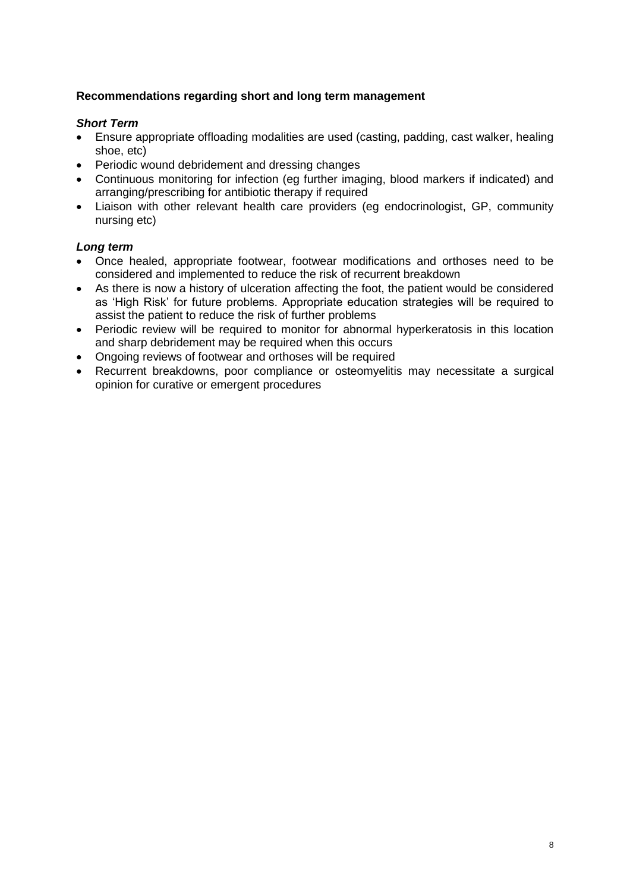**Recommendations regarding short and long term management**

***Short Term***

- Ensure appropriate offloading modalities are used (casting, padding, cast walker, healing shoe, etc)
- Periodic wound debridement and dressing changes
- Continuous monitoring for infection (eg further imaging, blood markers if indicated) and arranging/prescribing for antibiotic therapy if required
- Liaison with other relevant health care providers (eg endocrinologist, GP, community nursing etc)

***Long term***

- Once healed, appropriate footwear, footwear modifications and orthoses need to be considered and implemented to reduce the risk of recurrent breakdown
- As there is now a history of ulceration affecting the foot, the patient would be considered as 'High Risk' for future problems. Appropriate education strategies will be required to assist the patient to reduce the risk of further problems
- Periodic review will be required to monitor for abnormal hyperkeratosis in this location and sharp debridement may be required when this occurs
- Ongoing reviews of footwear and orthoses will be required
- Recurrent breakdowns, poor compliance or osteomyelitis may necessitate a surgical opinion for curative or emergent procedures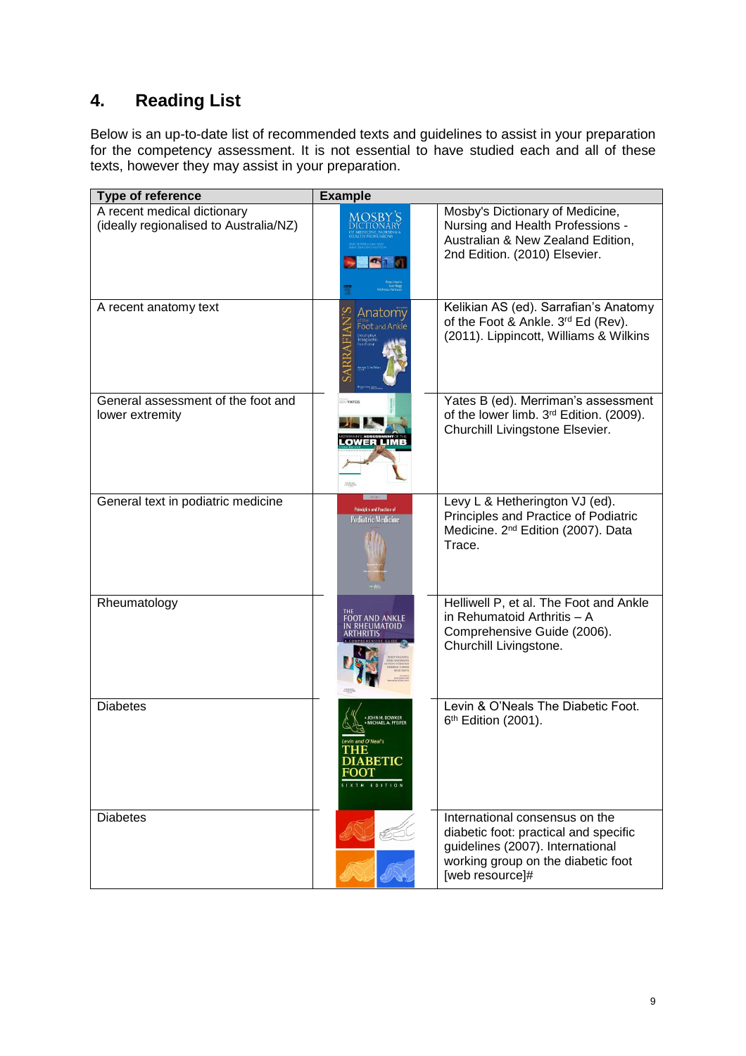## 4. Reading List

Below is an up-to-date list of recommended texts and guidelines to assist in your preparation for the competency assessment. It is not essential to have studied each and all of these texts, however they may assist in your preparation.

| Type of reference | Example | |
|---|---|---|
| A recent medical dictionary (ideally regionalised to Australia/NZ) | | Mosby's Dictionary of Medicine, Nursing and Health Professions - Australian & New Zealand Edition, 2nd Edition. (2010) Elsevier. |
| A recent anatomy text | | Kelikian AS (ed). Sarrafian's Anatomy of the Foot & Ankle. 3rd Ed (Rev). (2011). Lippincott, Williams & Wilkins |
| General assessment of the foot and lower extremity | | Yates B (ed). Merriman's assessment of the lower limb. 3rd Edition. (2009). Churchill Livingstone Elsevier. |
| General text in podiatric medicine | | Levy L & Hetherington VJ (ed). Principles and Practice of Podiatric Medicine. 2nd Edition (2007). Data Trace. |
| Rheumatology | | Helliwell P, et al. The Foot and Ankle in Rehumatoid Arthritis – A Comprehensive Guide (2006). Churchill Livingstone. |
| Diabetes | | Levin & O'Neals The Diabetic Foot. 6th Edition (2001). |
| Diabetes | | International consensus on the diabetic foot: practical and specific guidelines (2007). International working group on the diabetic foot [web resource]# |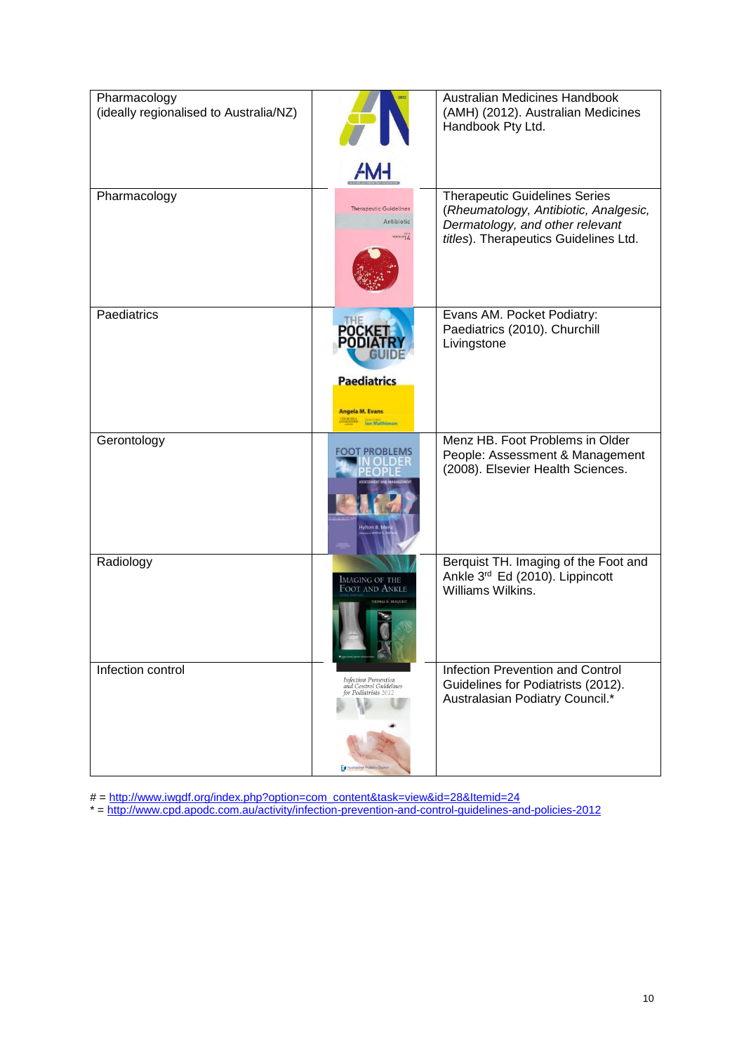| | | |
|---|---|---|
| Pharmacology (ideally regionalised to Australia/NZ) | | Australian Medicines Handbook (AMH) (2012). Australian Medicines Handbook Pty Ltd. |
| Pharmacology | | Therapeutic Guidelines Series (*Rheumatology, Antibiotic, Analgesic, Dermatology, and other relevant titles*). Therapeutics Guidelines Ltd. |
| Paediatrics | | Evans AM. Pocket Podiatry: Paediatrics (2010). Churchill Livingstone |
| Gerontology | | Menz HB. Foot Problems in Older People: Assessment & Management (2008). Elsevier Health Sciences. |
| Radiology | | Berquist TH. Imaging of the Foot and Ankle 3rd Ed (2010). Lippincott Williams Wilkins. |
| Infection control | | Infection Prevention and Control Guidelines for Podiatrists (2012). Australasian Podiatry Council.* |

# = http://www.iwgdf.org/index.php?option=com_content&task=view&id=28&Itemid=24
* = http://www.cpd.apodc.com.au/activity/infection-prevention-and-control-guidelines-and-policies-2012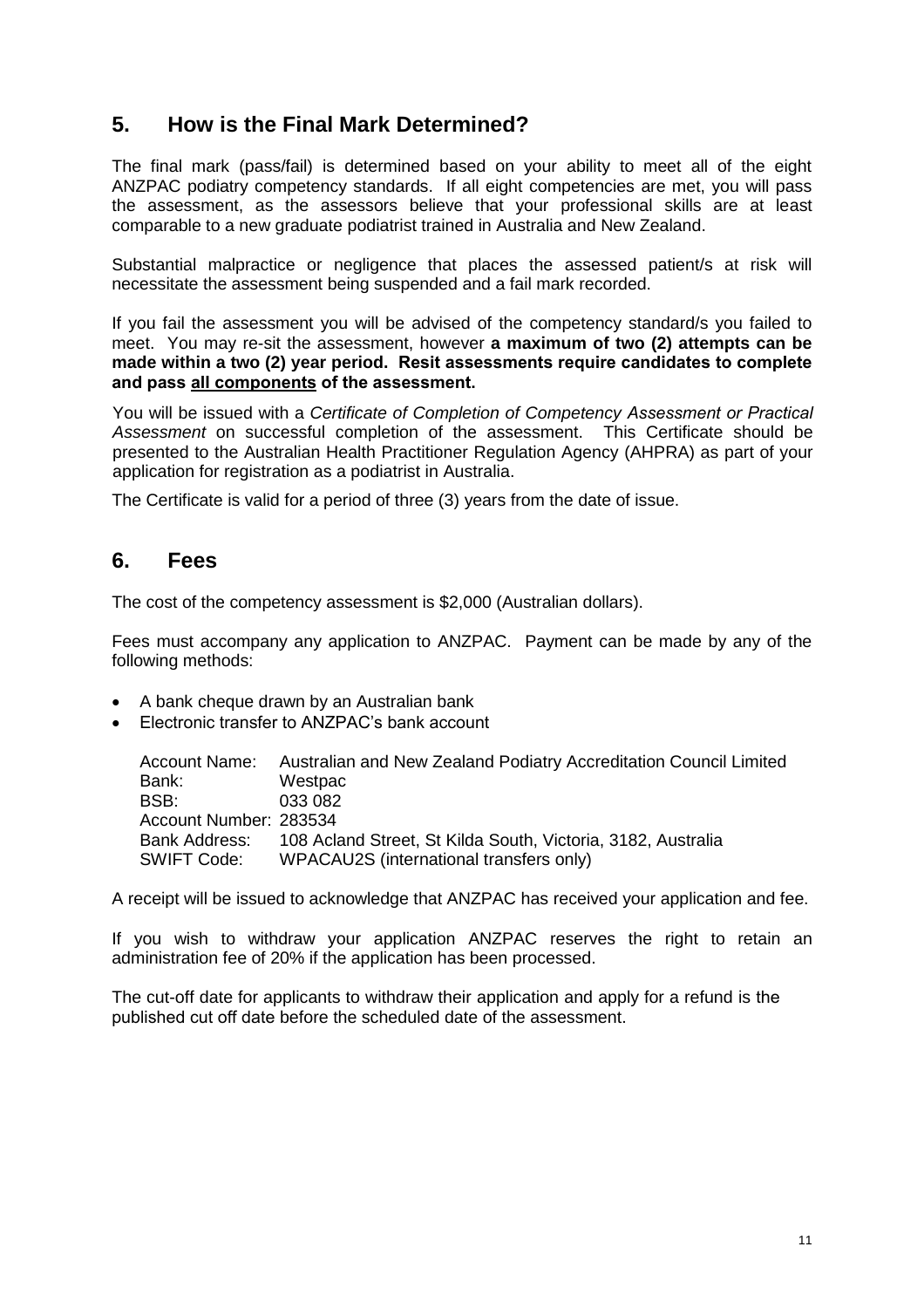## 5. How is the Final Mark Determined?

The final mark (pass/fail) is determined based on your ability to meet all of the eight ANZPAC podiatry competency standards. If all eight competencies are met, you will pass the assessment, as the assessors believe that your professional skills are at least comparable to a new graduate podiatrist trained in Australia and New Zealand.

Substantial malpractice or negligence that places the assessed patient/s at risk will necessitate the assessment being suspended and a fail mark recorded.

If you fail the assessment you will be advised of the competency standard/s you failed to meet. You may re-sit the assessment, however **a maximum of two (2) attempts can be made within a two (2) year period. Resit assessments require candidates to complete and pass <u>all components</u> of the assessment.**

You will be issued with a *Certificate of Completion of Competency Assessment or Practical Assessment* on successful completion of the assessment. This Certificate should be presented to the Australian Health Practitioner Regulation Agency (AHPRA) as part of your application for registration as a podiatrist in Australia.

The Certificate is valid for a period of three (3) years from the date of issue.

## 6. Fees

The cost of the competency assessment is $2,000 (Australian dollars).

Fees must accompany any application to ANZPAC. Payment can be made by any of the following methods:

- A bank cheque drawn by an Australian bank
- Electronic transfer to ANZPAC's bank account

| | |
|---|---|
| Account Name: | Australian and New Zealand Podiatry Accreditation Council Limited |
| Bank: | Westpac |
| BSB: | 033 082 |
| Account Number: | 283534 |
| Bank Address: | 108 Acland Street, St Kilda South, Victoria, 3182, Australia |
| SWIFT Code: | WPACAU2S (international transfers only) |

A receipt will be issued to acknowledge that ANZPAC has received your application and fee.

If you wish to withdraw your application ANZPAC reserves the right to retain an administration fee of 20% if the application has been processed.

The cut-off date for applicants to withdraw their application and apply for a refund is the published cut off date before the scheduled date of the assessment.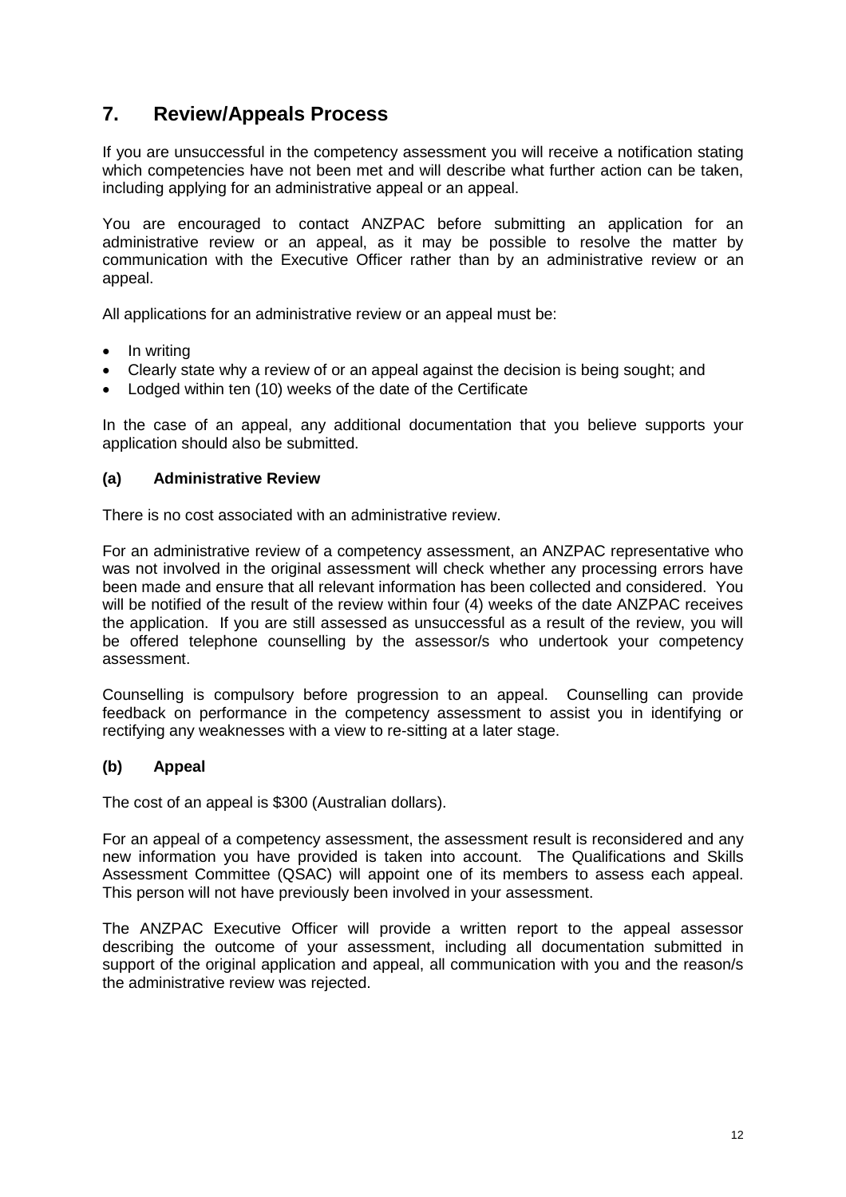## 7. Review/Appeals Process

If you are unsuccessful in the competency assessment you will receive a notification stating which competencies have not been met and will describe what further action can be taken, including applying for an administrative appeal or an appeal.

You are encouraged to contact ANZPAC before submitting an application for an administrative review or an appeal, as it may be possible to resolve the matter by communication with the Executive Officer rather than by an administrative review or an appeal.

All applications for an administrative review or an appeal must be:

- In writing
- Clearly state why a review of or an appeal against the decision is being sought; and
- Lodged within ten (10) weeks of the date of the Certificate

In the case of an appeal, any additional documentation that you believe supports your application should also be submitted.

### (a) Administrative Review

There is no cost associated with an administrative review.

For an administrative review of a competency assessment, an ANZPAC representative who was not involved in the original assessment will check whether any processing errors have been made and ensure that all relevant information has been collected and considered. You will be notified of the result of the review within four (4) weeks of the date ANZPAC receives the application. If you are still assessed as unsuccessful as a result of the review, you will be offered telephone counselling by the assessor/s who undertook your competency assessment.

Counselling is compulsory before progression to an appeal. Counselling can provide feedback on performance in the competency assessment to assist you in identifying or rectifying any weaknesses with a view to re-sitting at a later stage.

### (b) Appeal

The cost of an appeal is $300 (Australian dollars).

For an appeal of a competency assessment, the assessment result is reconsidered and any new information you have provided is taken into account. The Qualifications and Skills Assessment Committee (QSAC) will appoint one of its members to assess each appeal. This person will not have previously been involved in your assessment.

The ANZPAC Executive Officer will provide a written report to the appeal assessor describing the outcome of your assessment, including all documentation submitted in support of the original application and appeal, all communication with you and the reason/s the administrative review was rejected.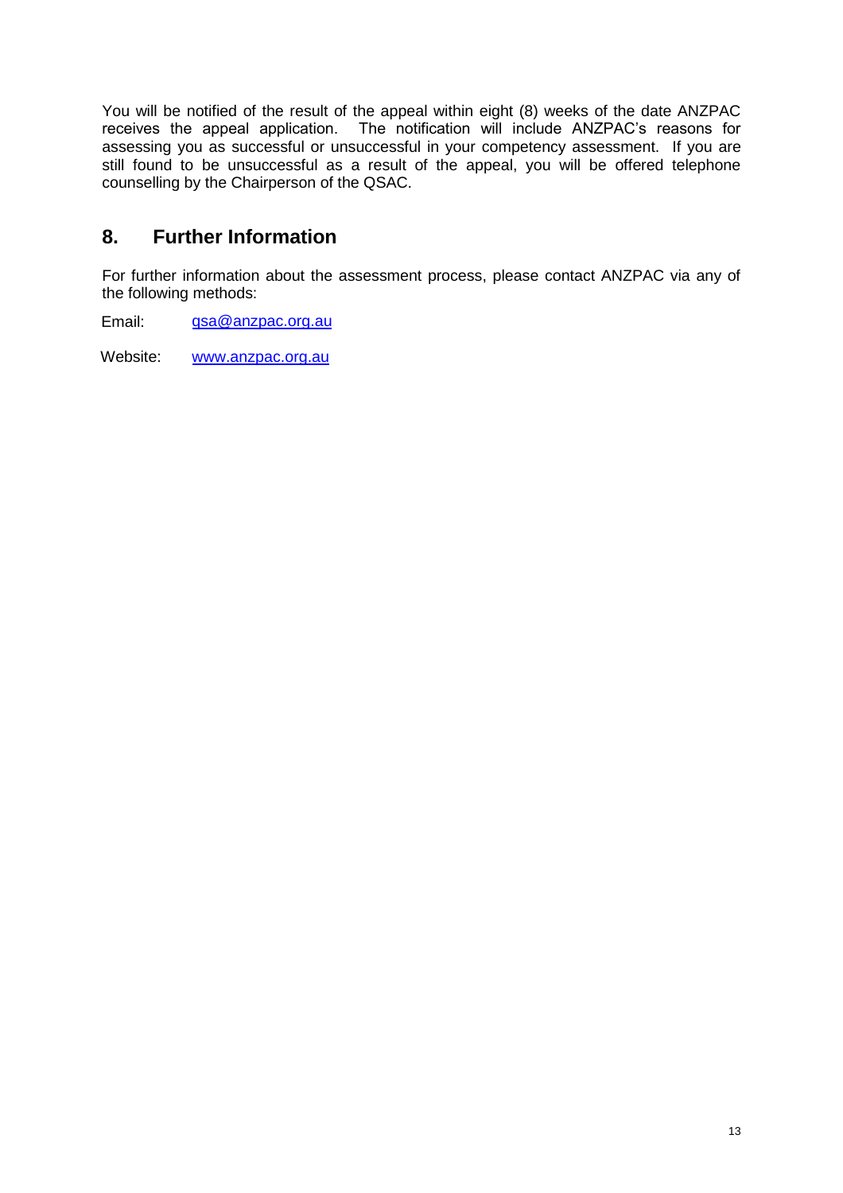You will be notified of the result of the appeal within eight (8) weeks of the date ANZPAC receives the appeal application. The notification will include ANZPAC's reasons for assessing you as successful or unsuccessful in your competency assessment. If you are still found to be unsuccessful as a result of the appeal, you will be offered telephone counselling by the Chairperson of the QSAC.

## 8. Further Information

For further information about the assessment process, please contact ANZPAC via any of the following methods:

Email: qsa@anzpac.org.au

Website: www.anzpac.org.au